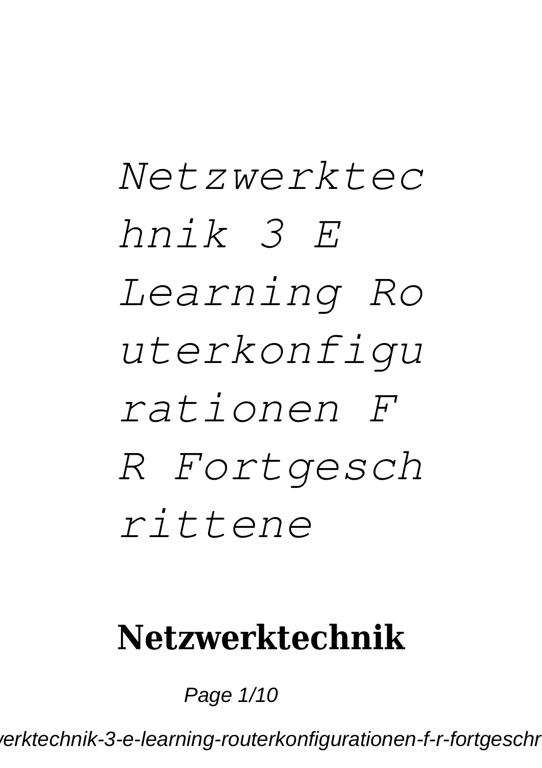# *Netzwerktechnik 3 E Learning Routerkonfigurationen F R Fortgeschrittene*

**Netzwerktechnik**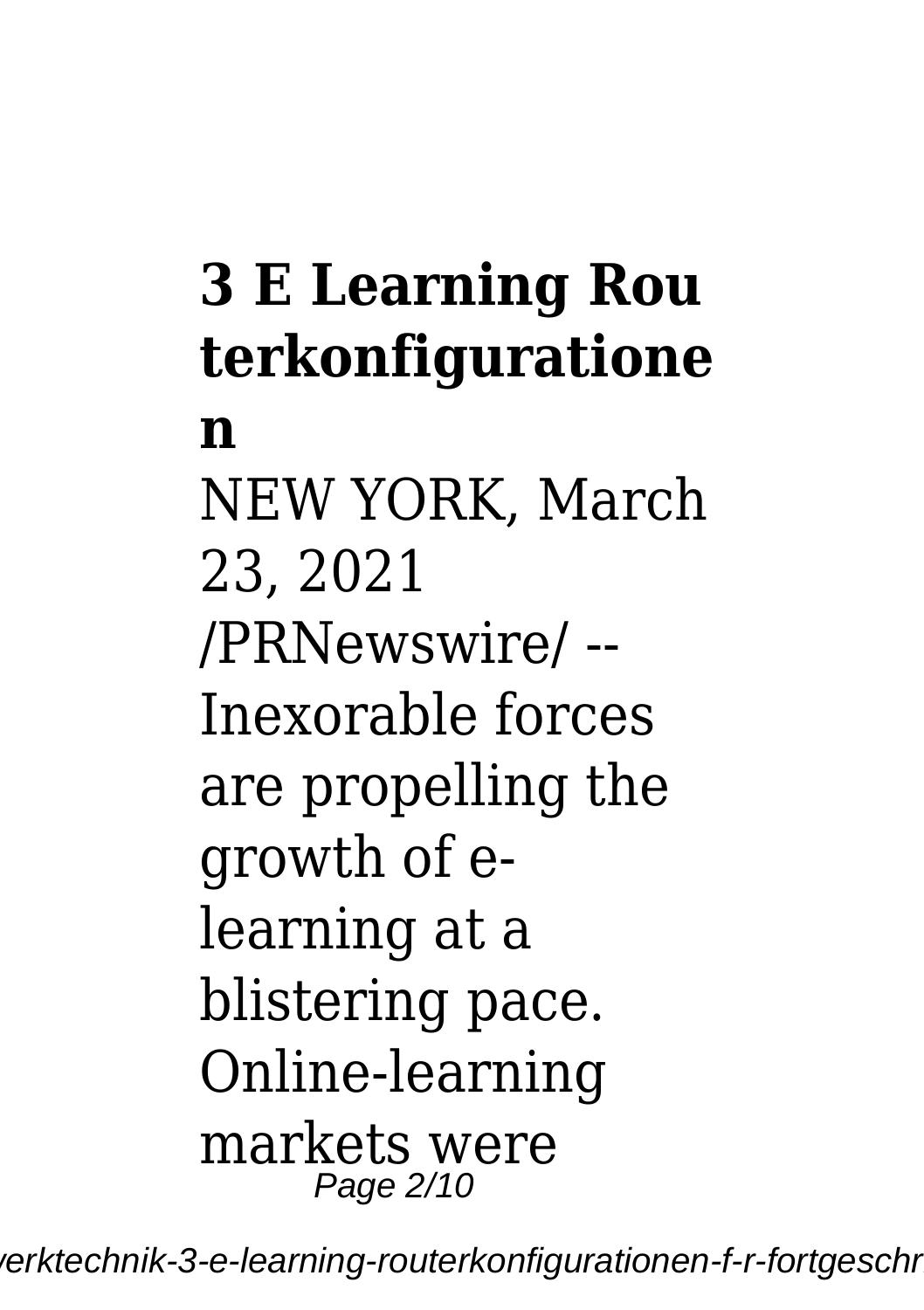# 3 E Learning Routerkonfigurationen

NEW YORK, March 23, 2021 /PRNewswire/ -- Inexorable forces are propelling the growth of e-learning at a blistering pace. Online-learning markets were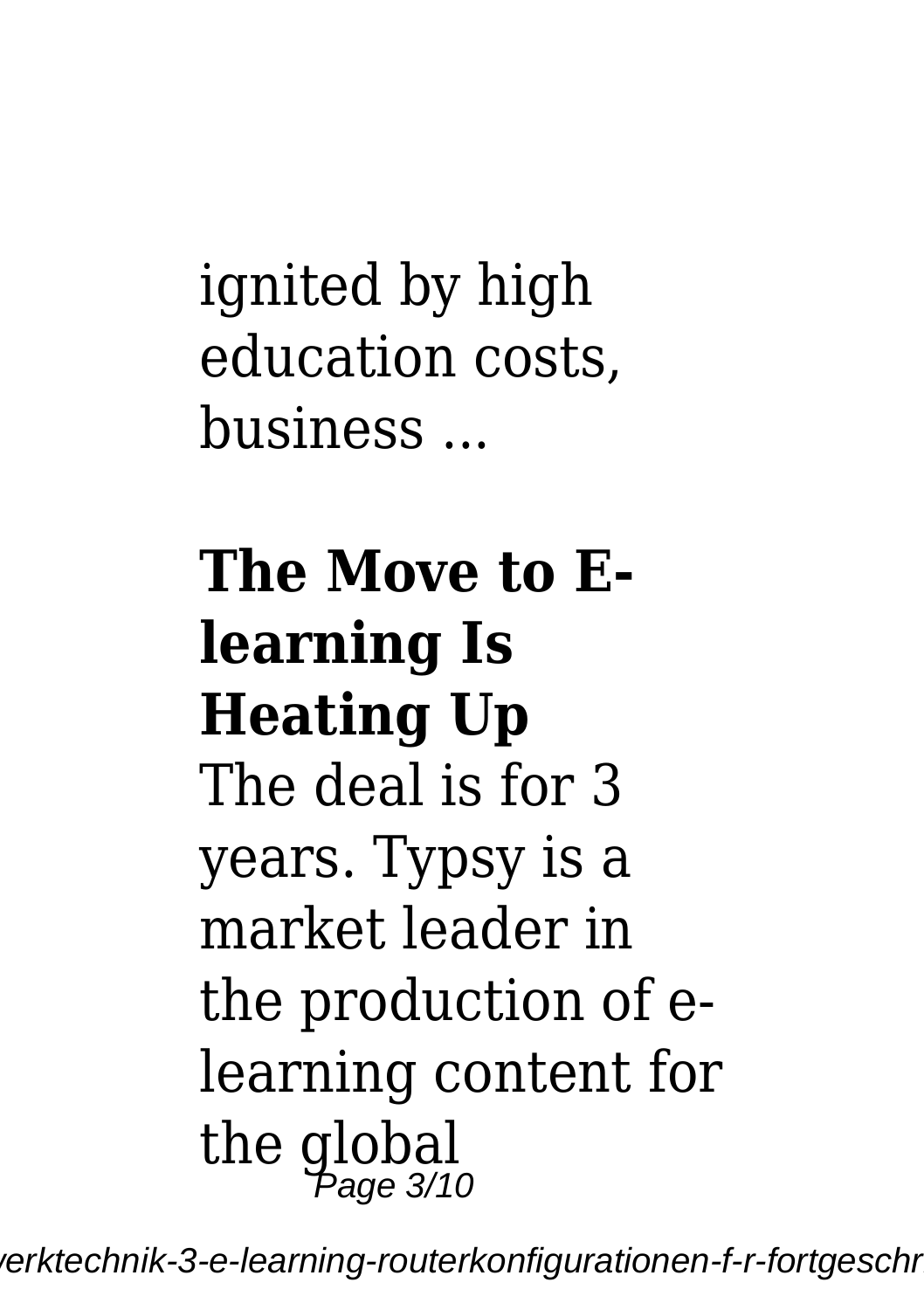ignited by high education costs, business ...

## The Move to E-learning Is Heating Up

The deal is for 3 years. Typsy is a market leader in the production of e-learning content for the global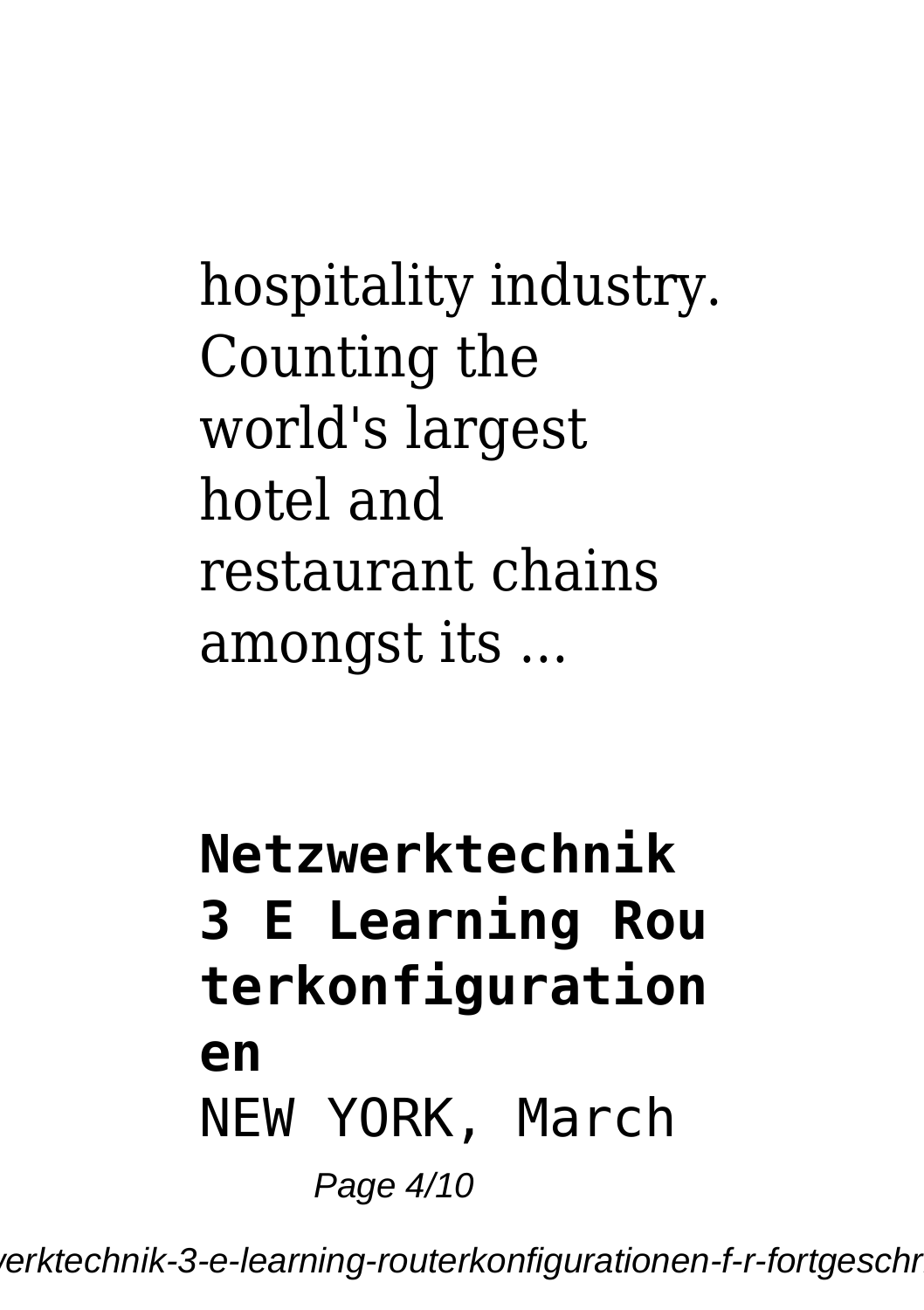hospitality industry. Counting the world's largest hotel and restaurant chains amongst its ...

## Netzwerktechnik 3 E Learning Routerkonfigurationen

NEW YORK, March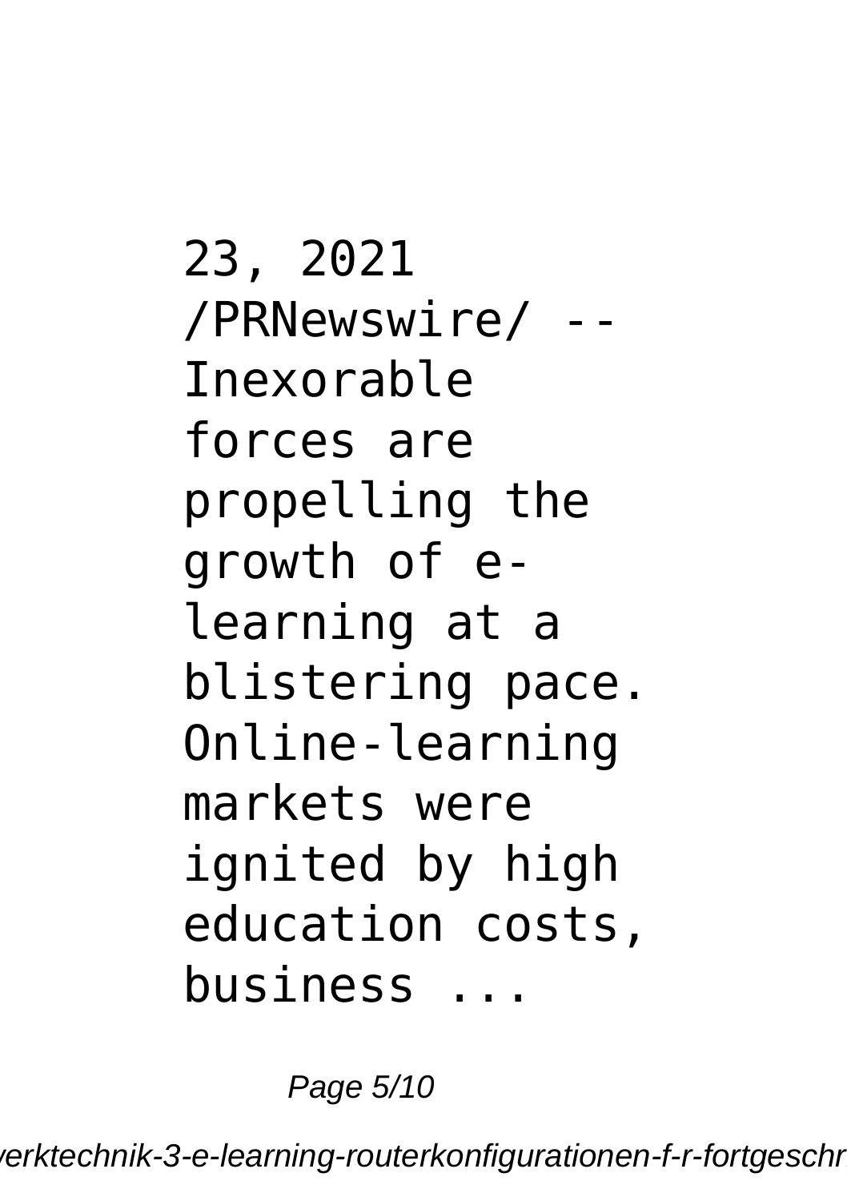23, 2021 /PRNewswire/ -- Inexorable forces are propelling the growth of e-learning at a blistering pace. Online-learning markets were ignited by high education costs, business ...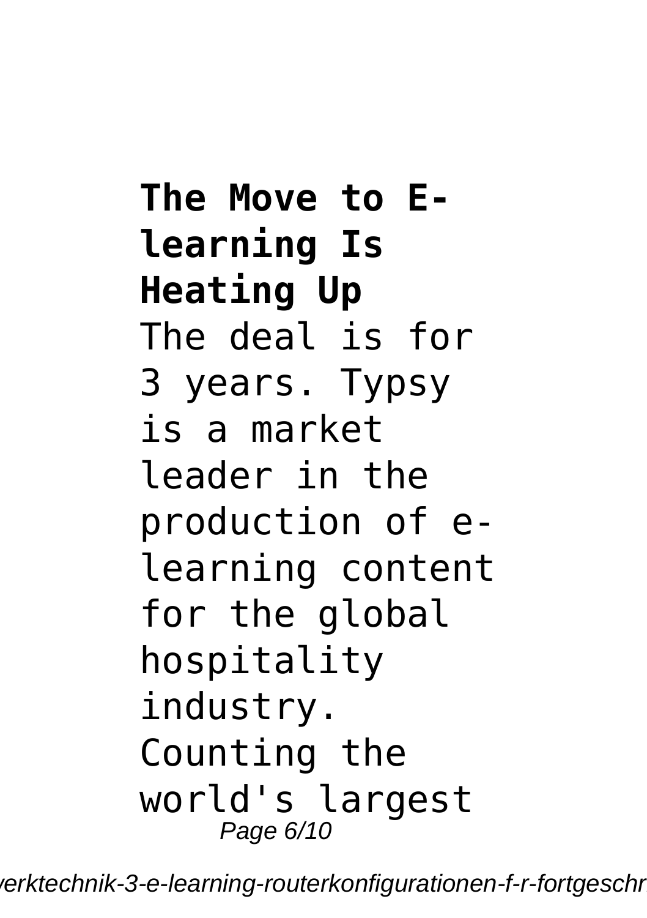**The Move to E-learning Is Heating Up**

The deal is for 3 years. Typsy is a market leader in the production of e-learning content for the global hospitality industry. Counting the world's largest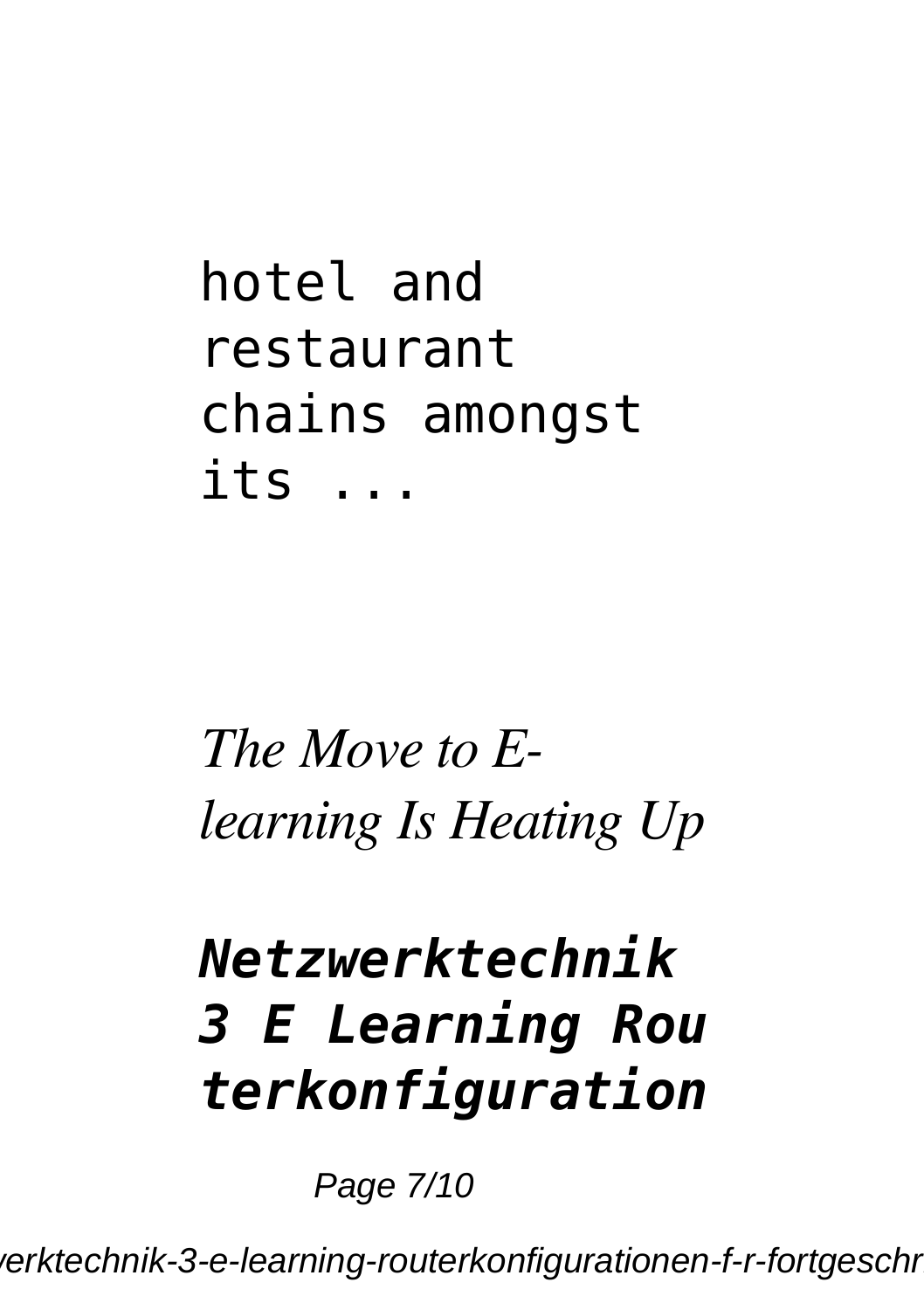hotel and restaurant chains amongst its ...

*The Move to E-learning Is Heating Up*

## *Netzwerktechnik 3 E Learning Routerkonfiguration*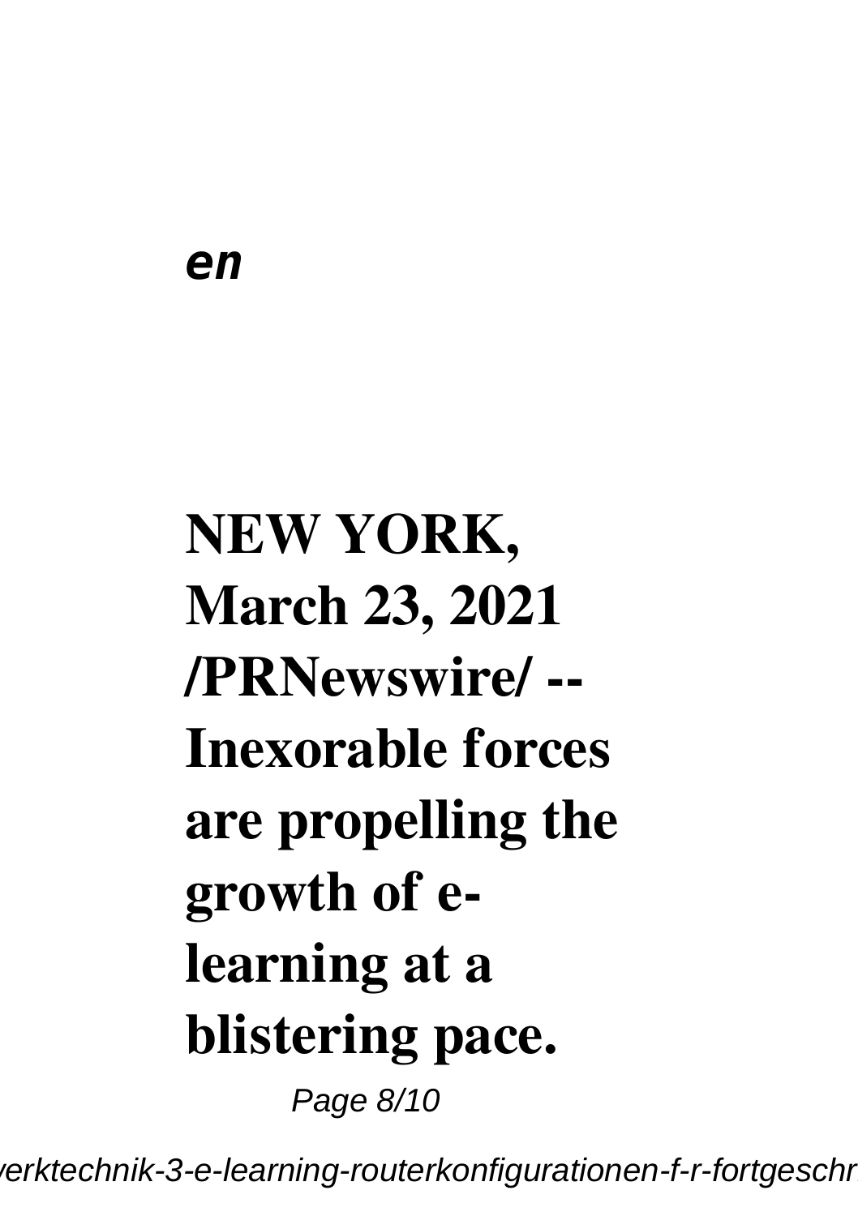***en***

**NEW YORK, March 23, 2021 /PRNewswire/ -- Inexorable forces are propelling the growth of e-learning at a blistering pace.**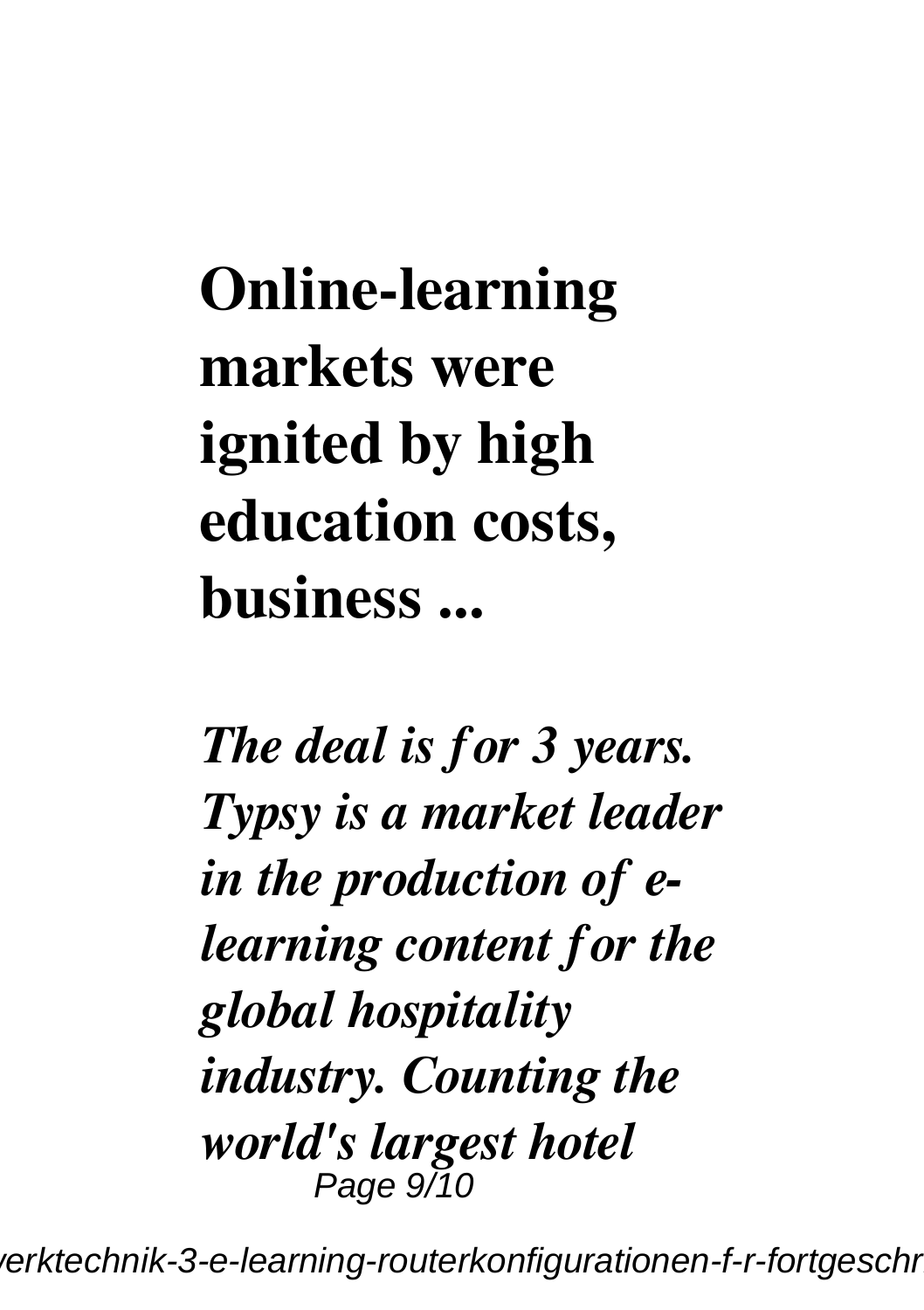**Online-learning markets were ignited by high education costs, business ...**

***The deal is for 3 years. Typsy is a market leader in the production of e-learning content for the global hospitality industry. Counting the world's largest hotel***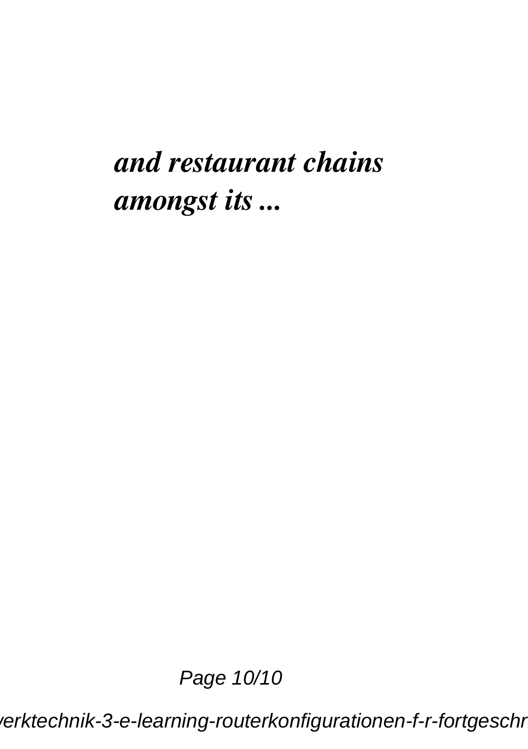***and restaurant chains amongst its ...***